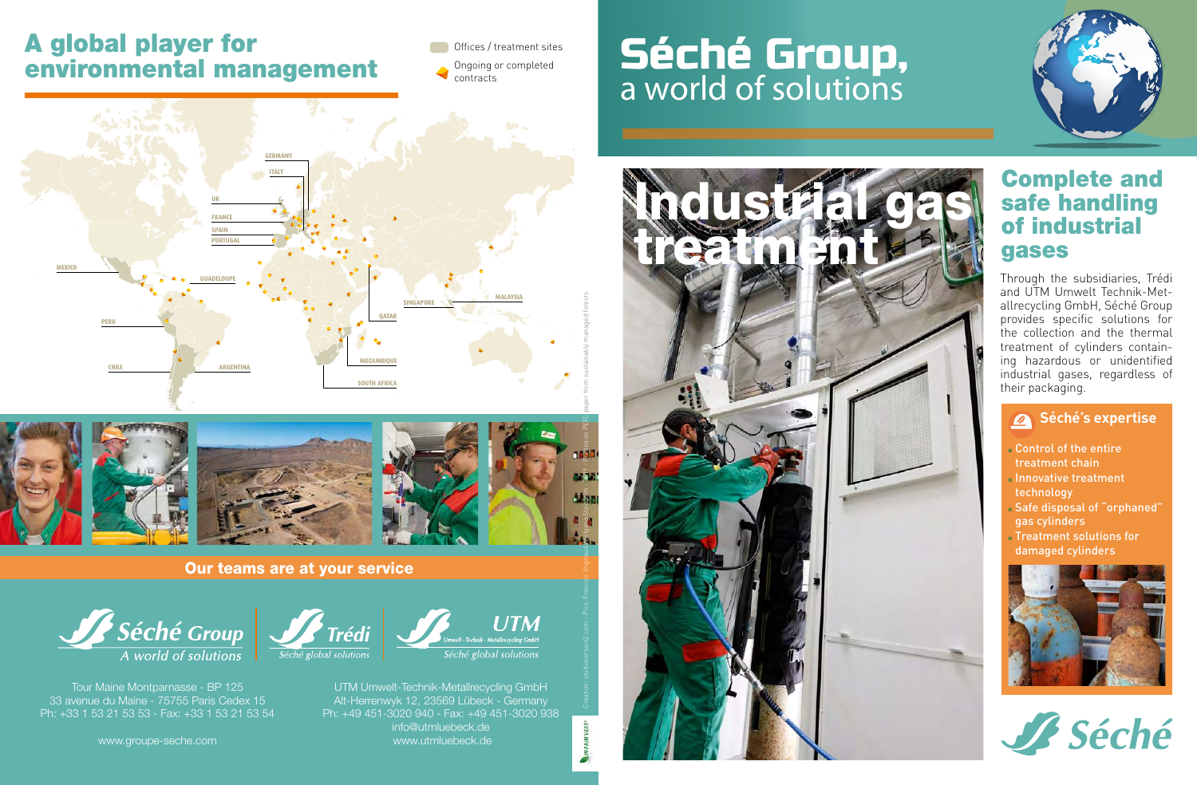# A global player for environmental management

Offices / treatment sites

Ongoing or completed contracts

GERMANY
ITALY
UK
FRANCE
SPAIN
PORTUGAL
MEXICO
GUADELOUPE
PERU
CHILE
ARGENTINA
SINGAPORE
MALAYSIA
QATAR
MOZAMBIQUE
SOUTH AFRICA

**Our teams are at your service**

Séché Group
*A world of solutions*

Trédi
*Séché global solutions*

UTM
Umwelt - Technik - Metallrecycling GmbH
*Séché global solutions*

Tour Maine Montparnasse - BP 125
33 avenue du Maine - 75755 Paris Cedex 15
Ph: +33 1 53 21 53 53 - Fax: +33 1 53 21 53 54

www.groupe-seche.com

UTM Umwelt-Technik-Metallrecycling GmbH
Alt-Herrenwyk 12, 23569 Lübeck - Germany
Ph: +49 451-3020 940 - Fax: +49 451-3020 938
info@utmluebeck.de
www.utmluebeck.de

Creation: studioversion2.com - Pics: Francois Vrignaud - Printed on PEFC paper from sustainably managed forests.

# Séché Group,
a world of solutions

# Industrial gas treatment

## Complete and safe handling of industrial gases

Through the subsidiaries, Trédi and UTM Umwelt Technik-Metallrecycling GmbH, Séché Group provides specific solutions for the collection and the thermal treatment of cylinders containing hazardous or unidentified industrial gases, regardless of their packaging.

### Séché's expertise

- Control of the entire treatment chain
- Innovative treatment technology
- Safe disposal of "orphaned" gas cylinders
- Treatment solutions for damaged cylinders

Séché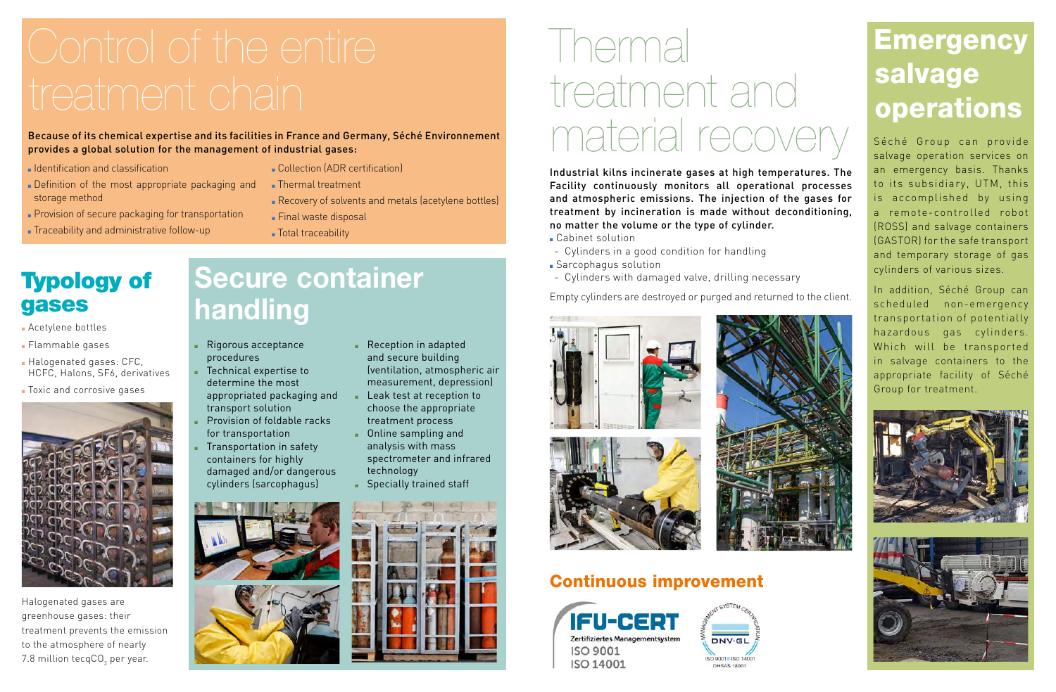# Control of the entire treatment chain

**Because of its chemical expertise and its facilities in France and Germany, Séché Environnement provides a global solution for the management of industrial gases:**

- Identification and classification
- Definition of the most appropriate packaging and storage method
- Provision of secure packaging for transportation
- Traceability and administrative follow-up
- Collection (ADR certification)
- Thermal treatment
- Recovery of solvents and metals (acetylene bottles)
- Final waste disposal
- Total traceability

## Typology of gases

- Acetylene bottles
- Flammable gases
- Halogenated gases: CFC, HCFC, Halons, SF6, derivatives
- Toxic and corrosive gases

Halogenated gases are greenhouse gases: their treatment prevents the emission to the atmosphere of nearly 7.8 million tecq$CO_2$ per year.

## Secure container handling

- Rigorous acceptance procedures
- Technical expertise to determine the most appropriated packaging and transport solution
- Provision of foldable racks for transportation
- Transportation in safety containers for highly damaged and/or dangerous cylinders (sarcophagus)
- Reception in adapted and secure building (ventilation, atmospheric air measurement, depression)
- Leak test at reception to choose the appropriate treatment process
- Online sampling and analysis with mass spectrometer and infrared technology
- Specially trained staff

# Thermal treatment and material recovery

**Industrial kilns incinerate gases at high temperatures. The Facility continuously monitors all operational processes and atmospheric emissions. The injection of the gases for treatment by incineration is made without deconditioning, no matter the volume or the type of cylinder.**

- Cabinet solution
  - Cylinders in a good condition for handling
- Sarcophagus solution
  - Cylinders with damaged valve, drilling necessary

Empty cylinders are destroyed or purged and returned to the client.

## Continuous improvement

IFU-CERT
Zertifiziertes Managementsystem
ISO 9001
ISO 14001

MANAGEMENT SYSTEM CERTIFICATION
DNV·GL
ISO 9001 = ISO 14001
OHSAS 18001

# Emergency salvage operations

Séché Group can provide salvage operation services on an emergency basis. Thanks to its subsidiary, UTM, this is accomplished by using a remote-controlled robot (ROSS) and salvage containers (GASTOR) for the safe transport and temporary storage of gas cylinders of various sizes.

In addition, Séché Group can scheduled non-emergency transportation of potentially hazardous gas cylinders. Which will be transported in salvage containers to the appropriate facility of Séché Group for treatment.